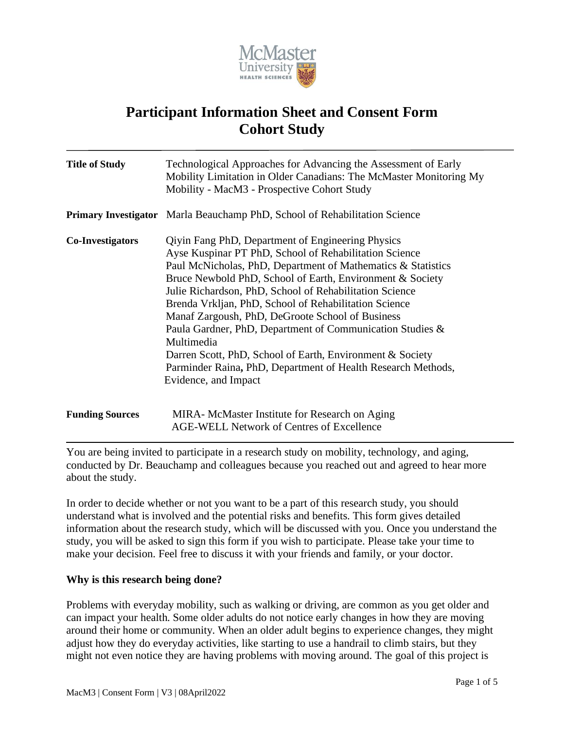# Participant Information Sheet and Consent Form
# Cohort Study

| | |
|---|---|
| **Title of Study** | Technological Approaches for Advancing the Assessment of Early Mobility Limitation in Older Canadians: The McMaster Monitoring My Mobility - MacM3 - Prospective Cohort Study |
| **Primary Investigator** | Marla Beauchamp PhD, School of Rehabilitation Science |
| **Co-Investigators** | Qiyin Fang PhD, Department of Engineering Physics<br>Ayse Kuspinar PT PhD, School of Rehabilitation Science<br>Paul McNicholas, PhD, Department of Mathematics & Statistics<br>Bruce Newbold PhD, School of Earth, Environment & Society<br>Julie Richardson, PhD, School of Rehabilitation Science<br>Brenda Vrkljan, PhD, School of Rehabilitation Science<br>Manaf Zargoush, PhD, DeGroote School of Business<br>Paula Gardner, PhD, Department of Communication Studies & Multimedia<br>Darren Scott, PhD, School of Earth, Environment & Society<br>Parminder Raina, PhD, Department of Health Research Methods, Evidence, and Impact |
| **Funding Sources** | MIRA- McMaster Institute for Research on Aging<br>AGE-WELL Network of Centres of Excellence |

You are being invited to participate in a research study on mobility, technology, and aging, conducted by Dr. Beauchamp and colleagues because you reached out and agreed to hear more about the study.

In order to decide whether or not you want to be a part of this research study, you should understand what is involved and the potential risks and benefits. This form gives detailed information about the research study, which will be discussed with you. Once you understand the study, you will be asked to sign this form if you wish to participate. Please take your time to make your decision. Feel free to discuss it with your friends and family, or your doctor.

### Why is this research being done?

Problems with everyday mobility, such as walking or driving, are common as you get older and can impact your health. Some older adults do not notice early changes in how they are moving around their home or community. When an older adult begins to experience changes, they might adjust how they do everyday activities, like starting to use a handrail to climb stairs, but they might not even notice they are having problems with moving around. The goal of this project is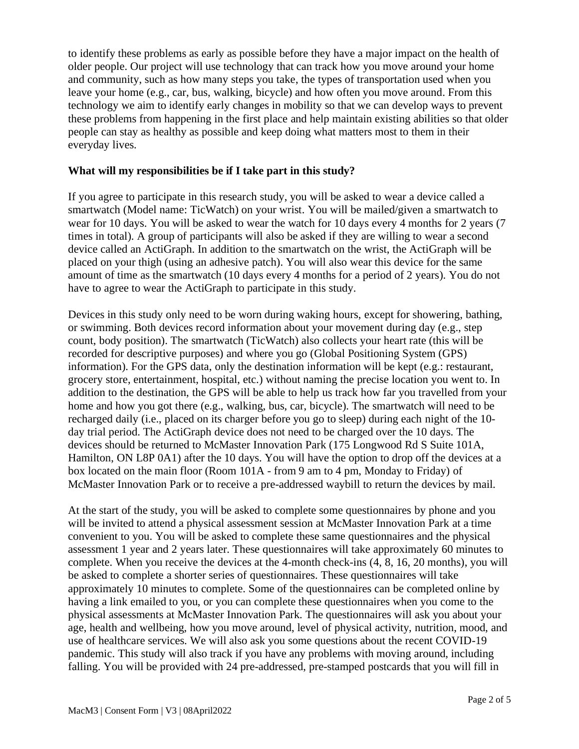to identify these problems as early as possible before they have a major impact on the health of older people. Our project will use technology that can track how you move around your home and community, such as how many steps you take, the types of transportation used when you leave your home (e.g., car, bus, walking, bicycle) and how often you move around. From this technology we aim to identify early changes in mobility so that we can develop ways to prevent these problems from happening in the first place and help maintain existing abilities so that older people can stay as healthy as possible and keep doing what matters most to them in their everyday lives.

**What will my responsibilities be if I take part in this study?**

If you agree to participate in this research study, you will be asked to wear a device called a smartwatch (Model name: TicWatch) on your wrist. You will be mailed/given a smartwatch to wear for 10 days. You will be asked to wear the watch for 10 days every 4 months for 2 years (7 times in total). A group of participants will also be asked if they are willing to wear a second device called an ActiGraph. In addition to the smartwatch on the wrist, the ActiGraph will be placed on your thigh (using an adhesive patch). You will also wear this device for the same amount of time as the smartwatch (10 days every 4 months for a period of 2 years). You do not have to agree to wear the ActiGraph to participate in this study.

Devices in this study only need to be worn during waking hours, except for showering, bathing, or swimming. Both devices record information about your movement during day (e.g., step count, body position). The smartwatch (TicWatch) also collects your heart rate (this will be recorded for descriptive purposes) and where you go (Global Positioning System (GPS) information). For the GPS data, only the destination information will be kept (e.g.: restaurant, grocery store, entertainment, hospital, etc.) without naming the precise location you went to. In addition to the destination, the GPS will be able to help us track how far you travelled from your home and how you got there (e.g., walking, bus, car, bicycle). The smartwatch will need to be recharged daily (i.e., placed on its charger before you go to sleep) during each night of the 10-day trial period. The ActiGraph device does not need to be charged over the 10 days. The devices should be returned to McMaster Innovation Park (175 Longwood Rd S Suite 101A, Hamilton, ON L8P 0A1) after the 10 days. You will have the option to drop off the devices at a box located on the main floor (Room 101A - from 9 am to 4 pm, Monday to Friday) of McMaster Innovation Park or to receive a pre-addressed waybill to return the devices by mail.

At the start of the study, you will be asked to complete some questionnaires by phone and you will be invited to attend a physical assessment session at McMaster Innovation Park at a time convenient to you. You will be asked to complete these same questionnaires and the physical assessment 1 year and 2 years later. These questionnaires will take approximately 60 minutes to complete. When you receive the devices at the 4-month check-ins (4, 8, 16, 20 months), you will be asked to complete a shorter series of questionnaires. These questionnaires will take approximately 10 minutes to complete. Some of the questionnaires can be completed online by having a link emailed to you, or you can complete these questionnaires when you come to the physical assessments at McMaster Innovation Park. The questionnaires will ask you about your age, health and wellbeing, how you move around, level of physical activity, nutrition, mood, and use of healthcare services. We will also ask you some questions about the recent COVID-19 pandemic. This study will also track if you have any problems with moving around, including falling. You will be provided with 24 pre-addressed, pre-stamped postcards that you will fill in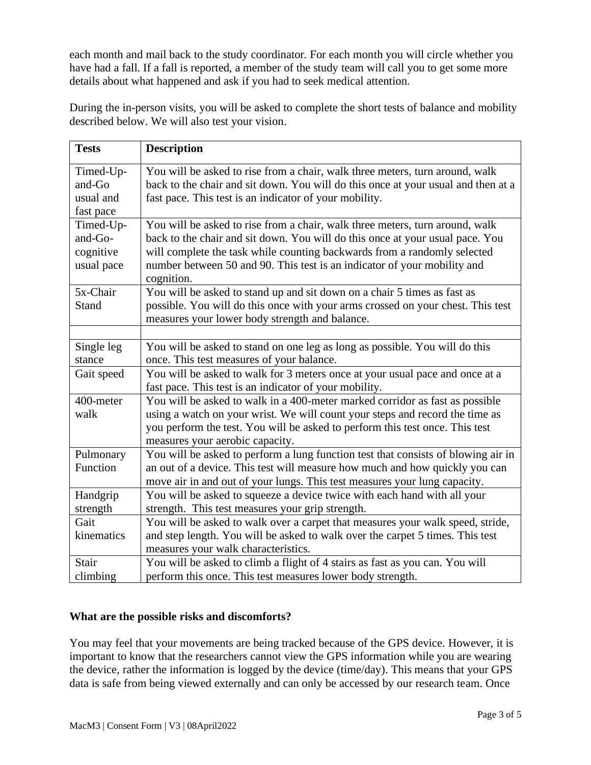each month and mail back to the study coordinator. For each month you will circle whether you have had a fall. If a fall is reported, a member of the study team will call you to get some more details about what happened and ask if you had to seek medical attention.

During the in-person visits, you will be asked to complete the short tests of balance and mobility described below. We will also test your vision.

| Tests | Description |
|---|---|
| Timed-Up-and-Go usual and fast pace | You will be asked to rise from a chair, walk three meters, turn around, walk back to the chair and sit down. You will do this once at your usual and then at a fast pace. This test is an indicator of your mobility. |
| Timed-Up-and-Go-cognitive usual pace | You will be asked to rise from a chair, walk three meters, turn around, walk back to the chair and sit down. You will do this once at your usual pace. You will complete the task while counting backwards from a randomly selected number between 50 and 90. This test is an indicator of your mobility and cognition. |
| 5x-Chair Stand | You will be asked to stand up and sit down on a chair 5 times as fast as possible. You will do this once with your arms crossed on your chest. This test measures your lower body strength and balance. |
| | |
| Single leg stance | You will be asked to stand on one leg as long as possible. You will do this once. This test measures of your balance. |
| Gait speed | You will be asked to walk for 3 meters once at your usual pace and once at a fast pace. This test is an indicator of your mobility. |
| 400-meter walk | You will be asked to walk in a 400-meter marked corridor as fast as possible using a watch on your wrist. We will count your steps and record the time as you perform the test. You will be asked to perform this test once. This test measures your aerobic capacity. |
| Pulmonary Function | You will be asked to perform a lung function test that consists of blowing air in an out of a device. This test will measure how much and how quickly you can move air in and out of your lungs. This test measures your lung capacity. |
| Handgrip strength | You will be asked to squeeze a device twice with each hand with all your strength. This test measures your grip strength. |
| Gait kinematics | You will be asked to walk over a carpet that measures your walk speed, stride, and step length. You will be asked to walk over the carpet 5 times. This test measures your walk characteristics. |
| Stair climbing | You will be asked to climb a flight of 4 stairs as fast as you can. You will perform this once. This test measures lower body strength. |

**What are the possible risks and discomforts?**

You may feel that your movements are being tracked because of the GPS device. However, it is important to know that the researchers cannot view the GPS information while you are wearing the device, rather the information is logged by the device (time/day). This means that your GPS data is safe from being viewed externally and can only be accessed by our research team. Once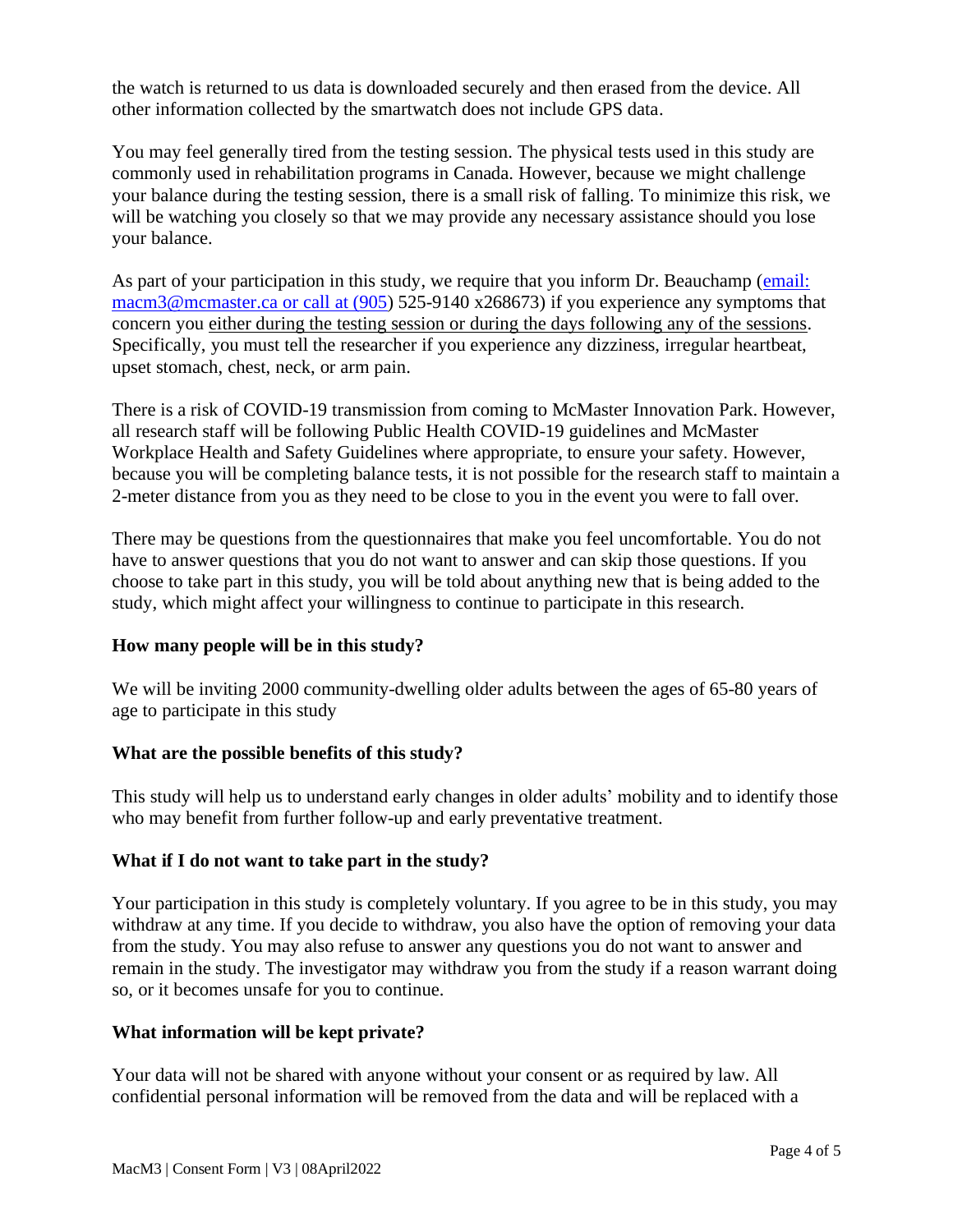the watch is returned to us data is downloaded securely and then erased from the device. All other information collected by the smartwatch does not include GPS data.

You may feel generally tired from the testing session. The physical tests used in this study are commonly used in rehabilitation programs in Canada. However, because we might challenge your balance during the testing session, there is a small risk of falling. To minimize this risk, we will be watching you closely so that we may provide any necessary assistance should you lose your balance.

As part of your participation in this study, we require that you inform Dr. Beauchamp (email: macm3@mcmaster.ca or call at (905) 525-9140 x268673) if you experience any symptoms that concern you either during the testing session or during the days following any of the sessions. Specifically, you must tell the researcher if you experience any dizziness, irregular heartbeat, upset stomach, chest, neck, or arm pain.

There is a risk of COVID-19 transmission from coming to McMaster Innovation Park. However, all research staff will be following Public Health COVID-19 guidelines and McMaster Workplace Health and Safety Guidelines where appropriate, to ensure your safety. However, because you will be completing balance tests, it is not possible for the research staff to maintain a 2-meter distance from you as they need to be close to you in the event you were to fall over.

There may be questions from the questionnaires that make you feel uncomfortable. You do not have to answer questions that you do not want to answer and can skip those questions. If you choose to take part in this study, you will be told about anything new that is being added to the study, which might affect your willingness to continue to participate in this research.

**How many people will be in this study?**

We will be inviting 2000 community-dwelling older adults between the ages of 65-80 years of age to participate in this study

**What are the possible benefits of this study?**

This study will help us to understand early changes in older adults' mobility and to identify those who may benefit from further follow-up and early preventative treatment.

**What if I do not want to take part in the study?**

Your participation in this study is completely voluntary. If you agree to be in this study, you may withdraw at any time. If you decide to withdraw, you also have the option of removing your data from the study. You may also refuse to answer any questions you do not want to answer and remain in the study. The investigator may withdraw you from the study if a reason warrant doing so, or it becomes unsafe for you to continue.

**What information will be kept private?**

Your data will not be shared with anyone without your consent or as required by law. All confidential personal information will be removed from the data and will be replaced with a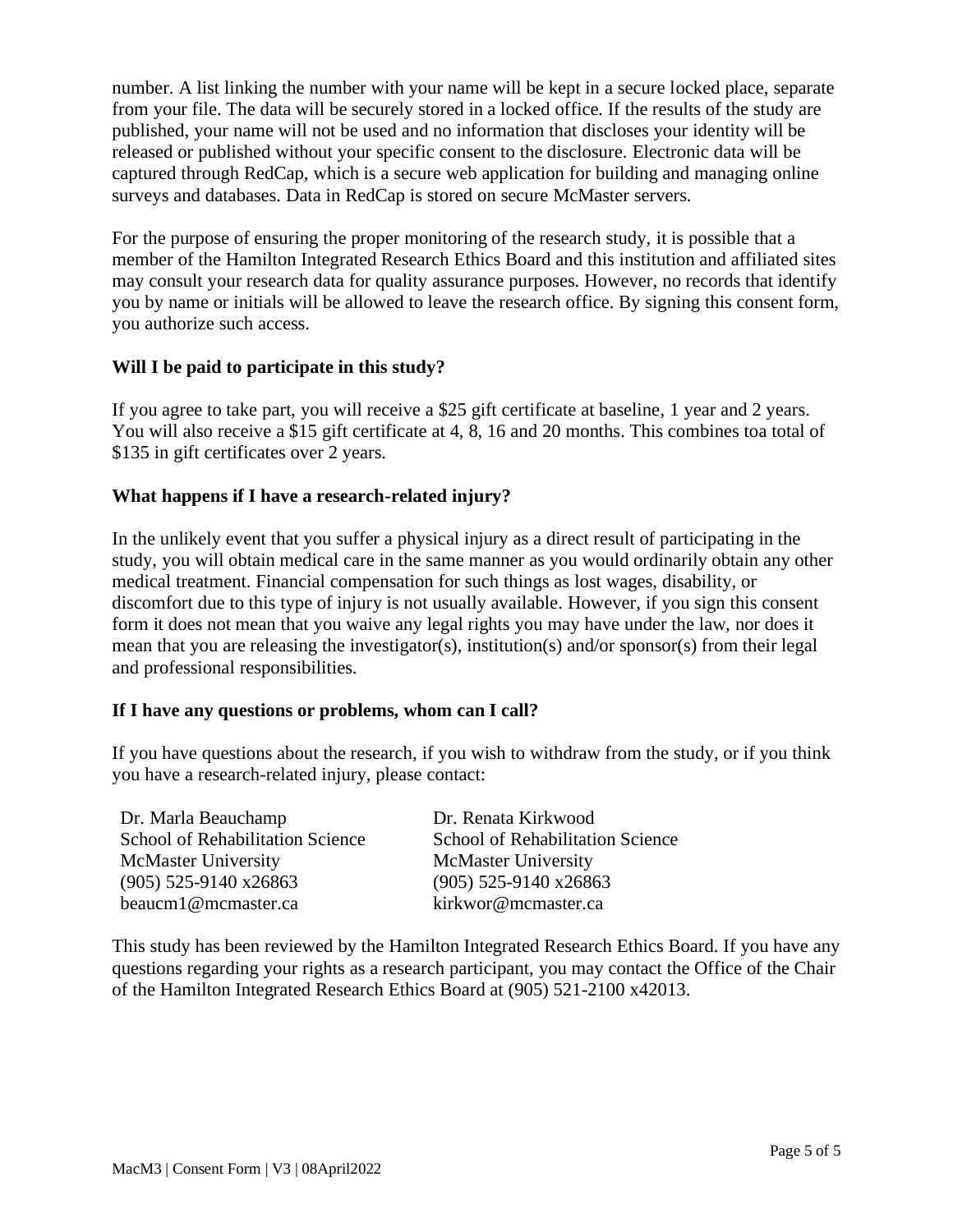number. A list linking the number with your name will be kept in a secure locked place, separate from your file. The data will be securely stored in a locked office. If the results of the study are published, your name will not be used and no information that discloses your identity will be released or published without your specific consent to the disclosure. Electronic data will be captured through RedCap, which is a secure web application for building and managing online surveys and databases. Data in RedCap is stored on secure McMaster servers.

For the purpose of ensuring the proper monitoring of the research study, it is possible that a member of the Hamilton Integrated Research Ethics Board and this institution and affiliated sites may consult your research data for quality assurance purposes. However, no records that identify you by name or initials will be allowed to leave the research office. By signing this consent form, you authorize such access.

**Will I be paid to participate in this study?**

If you agree to take part, you will receive a $25 gift certificate at baseline, 1 year and 2 years. You will also receive a $15 gift certificate at 4, 8, 16 and 20 months. This combines toa total of $135 in gift certificates over 2 years.

**What happens if I have a research-related injury?**

In the unlikely event that you suffer a physical injury as a direct result of participating in the study, you will obtain medical care in the same manner as you would ordinarily obtain any other medical treatment. Financial compensation for such things as lost wages, disability, or discomfort due to this type of injury is not usually available. However, if you sign this consent form it does not mean that you waive any legal rights you may have under the law, nor does it mean that you are releasing the investigator(s), institution(s) and/or sponsor(s) from their legal and professional responsibilities.

**If I have any questions or problems, whom can I call?**

If you have questions about the research, if you wish to withdraw from the study, or if you think you have a research-related injury, please contact:

Dr. Marla Beauchamp
School of Rehabilitation Science
McMaster University
(905) 525-9140 x26863
beaucm1@mcmaster.ca

Dr. Renata Kirkwood
School of Rehabilitation Science
McMaster University
(905) 525-9140 x26863
kirkwor@mcmaster.ca

This study has been reviewed by the Hamilton Integrated Research Ethics Board. If you have any questions regarding your rights as a research participant, you may contact the Office of the Chair of the Hamilton Integrated Research Ethics Board at (905) 521-2100 x42013.